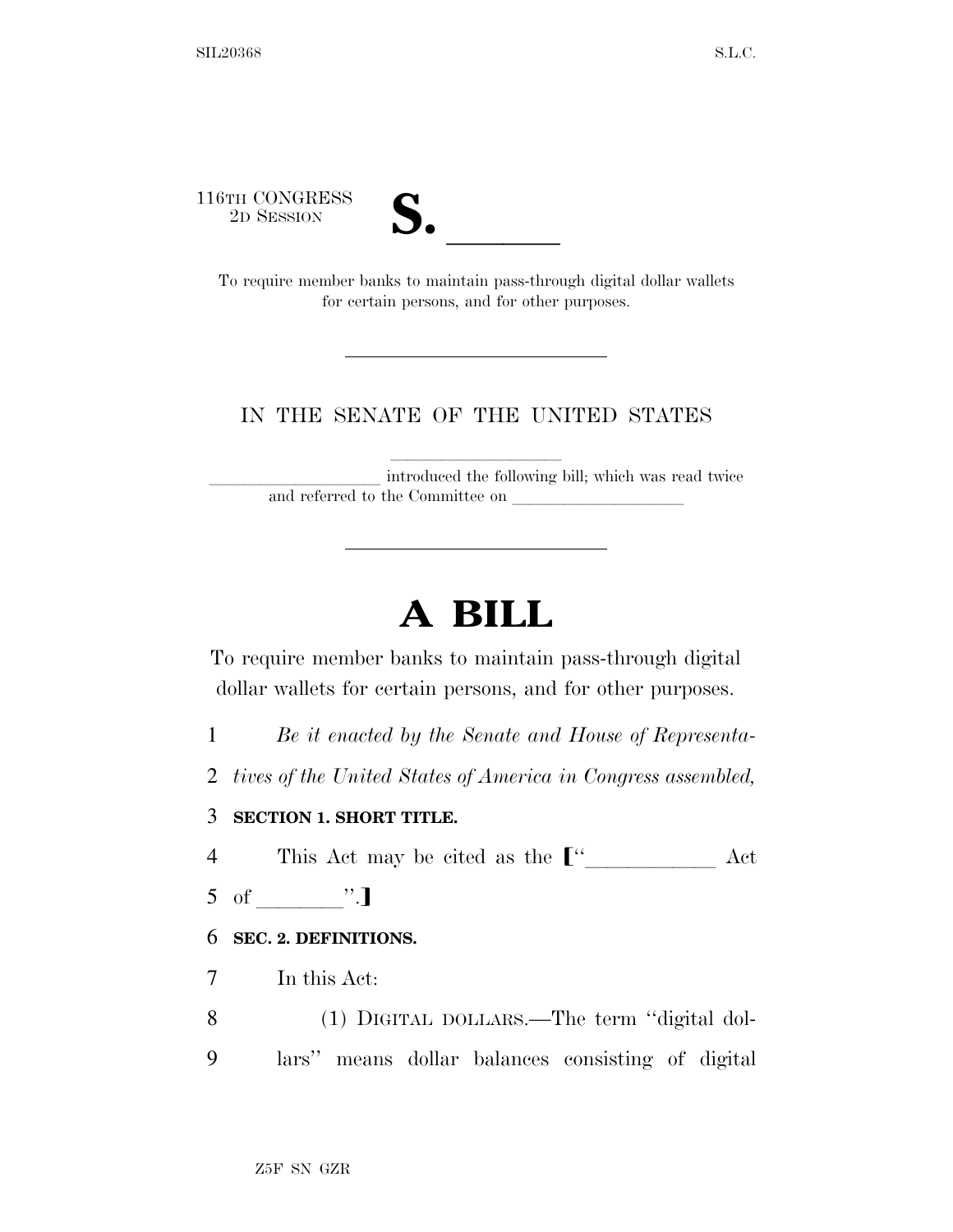116TH CONGRESS
2D SESSION

# S. \_\_\_\_\_\_

To require member banks to maintain pass-through digital dollar wallets for certain persons, and for other purposes.

---

IN THE SENATE OF THE UNITED STATES

\_\_\_\_\_\_\_\_\_\_\_\_\_\_\_\_\_\_\_\_ introduced the following bill; which was read twice and referred to the Committee on \_\_\_\_\_\_\_\_\_\_\_\_\_\_\_\_\_\_\_\_

---

# A BILL

To require member banks to maintain pass-through digital dollar wallets for certain persons, and for other purposes.

1 *Be it enacted by the Senate and House of Representa-*
2 *tives of the United States of America in Congress assembled,*

3 **SECTION 1. SHORT TITLE.**

4 This Act may be cited as the [“\_\_\_\_\_\_\_\_\_\_\_\_ Act
5 of \_\_\_\_\_\_\_\_”.]

6 **SEC. 2. DEFINITIONS.**

7 In this Act:

8 (1) DIGITAL DOLLARS.—The term ‘‘digital dol-
9 lars’’ means dollar balances consisting of digital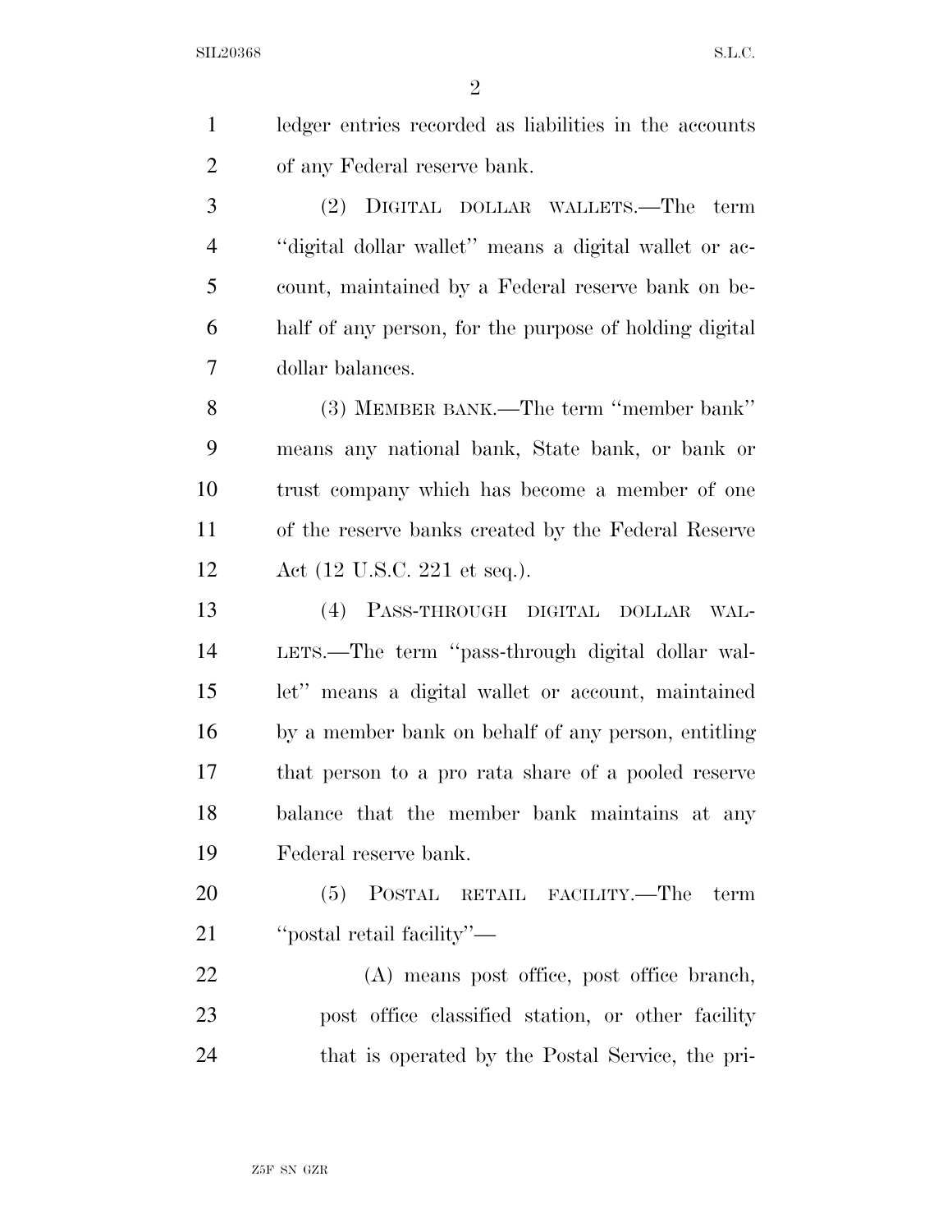ledger entries recorded as liabilities in the accounts of any Federal reserve bank.

(2) DIGITAL DOLLAR WALLETS.—The term ''digital dollar wallet'' means a digital wallet or account, maintained by a Federal reserve bank on behalf of any person, for the purpose of holding digital dollar balances.

(3) MEMBER BANK.—The term ''member bank'' means any national bank, State bank, or bank or trust company which has become a member of one of the reserve banks created by the Federal Reserve Act (12 U.S.C. 221 et seq.).

(4) PASS-THROUGH DIGITAL DOLLAR WALLETS.—The term ''pass-through digital dollar wallet'' means a digital wallet or account, maintained by a member bank on behalf of any person, entitling that person to a pro rata share of a pooled reserve balance that the member bank maintains at any Federal reserve bank.

(5) POSTAL RETAIL FACILITY.—The term ''postal retail facility''—

(A) means post office, post office branch, post office classified station, or other facility that is operated by the Postal Service, the pri-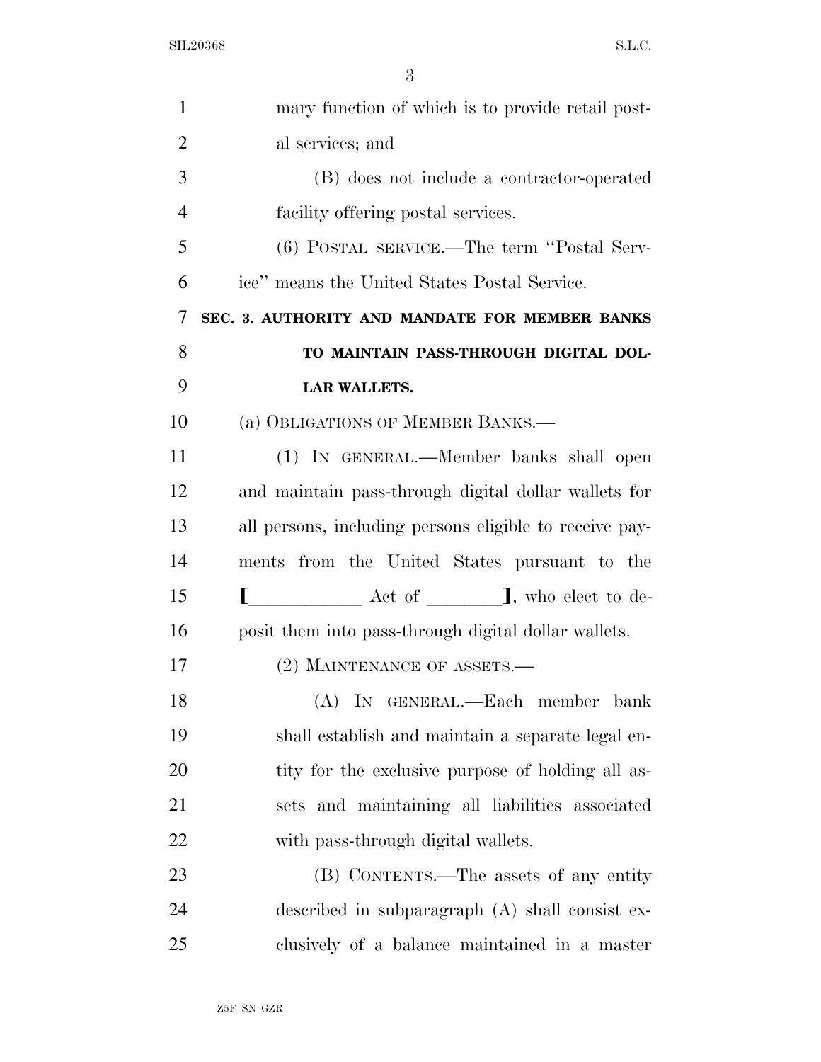mary function of which is to provide retail postal services; and

(B) does not include a contractor-operated facility offering postal services.

(6) POSTAL SERVICE.—The term ''Postal Service'' means the United States Postal Service.

**SEC. 3. AUTHORITY AND MANDATE FOR MEMBER BANKS TO MAINTAIN PASS-THROUGH DIGITAL DOLLAR WALLETS.**

(a) OBLIGATIONS OF MEMBER BANKS.—

(1) IN GENERAL.—Member banks shall open and maintain pass-through digital dollar wallets for all persons, including persons eligible to receive payments from the United States pursuant to the [\_\_\_\_\_\_\_\_\_\_\_\_ Act of \_\_\_\_\_\_\_\_], who elect to deposit them into pass-through digital dollar wallets.

(2) MAINTENANCE OF ASSETS.—

(A) IN GENERAL.—Each member bank shall establish and maintain a separate legal entity for the exclusive purpose of holding all assets and maintaining all liabilities associated with pass-through digital wallets.

(B) CONTENTS.—The assets of any entity described in subparagraph (A) shall consist exclusively of a balance maintained in a master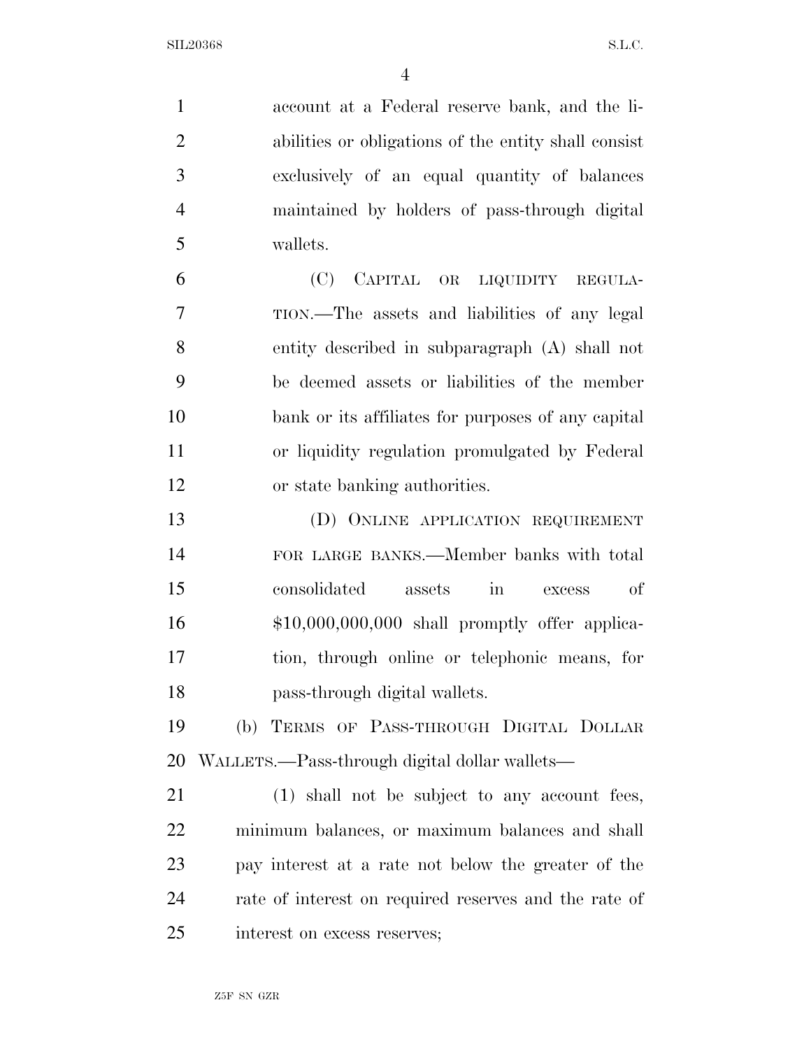account at a Federal reserve bank, and the liabilities or obligations of the entity shall consist exclusively of an equal quantity of balances maintained by holders of pass-through digital wallets.

(C) CAPITAL OR LIQUIDITY REGULATION.—The assets and liabilities of any legal entity described in subparagraph (A) shall not be deemed assets or liabilities of the member bank or its affiliates for purposes of any capital or liquidity regulation promulgated by Federal or state banking authorities.

(D) ONLINE APPLICATION REQUIREMENT FOR LARGE BANKS.—Member banks with total consolidated assets in excess of $10,000,000,000 shall promptly offer application, through online or telephonic means, for pass-through digital wallets.

(b) TERMS OF PASS-THROUGH DIGITAL DOLLAR WALLETS.—Pass-through digital dollar wallets—

(1) shall not be subject to any account fees, minimum balances, or maximum balances and shall pay interest at a rate not below the greater of the rate of interest on required reserves and the rate of interest on excess reserves;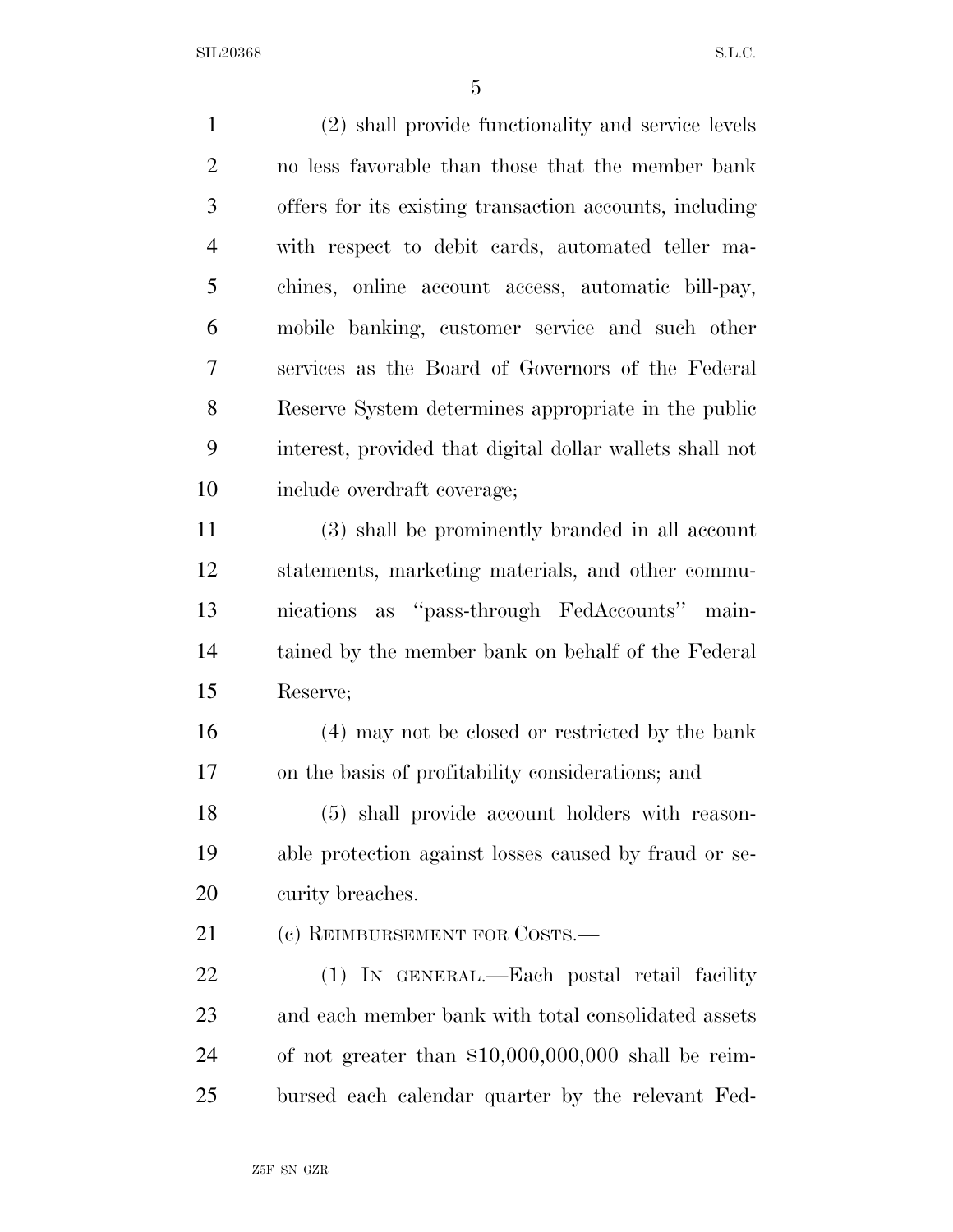(2) shall provide functionality and service levels no less favorable than those that the member bank offers for its existing transaction accounts, including with respect to debit cards, automated teller machines, online account access, automatic bill-pay, mobile banking, customer service and such other services as the Board of Governors of the Federal Reserve System determines appropriate in the public interest, provided that digital dollar wallets shall not include overdraft coverage;

(3) shall be prominently branded in all account statements, marketing materials, and other communications as "pass-through FedAccounts" maintained by the member bank on behalf of the Federal Reserve;

(4) may not be closed or restricted by the bank on the basis of profitability considerations; and

(5) shall provide account holders with reasonable protection against losses caused by fraud or security breaches.

(c) REIMBURSEMENT FOR COSTS.—

(1) IN GENERAL.—Each postal retail facility and each member bank with total consolidated assets of not greater than $10,000,000,000 shall be reimbursed each calendar quarter by the relevant Fed-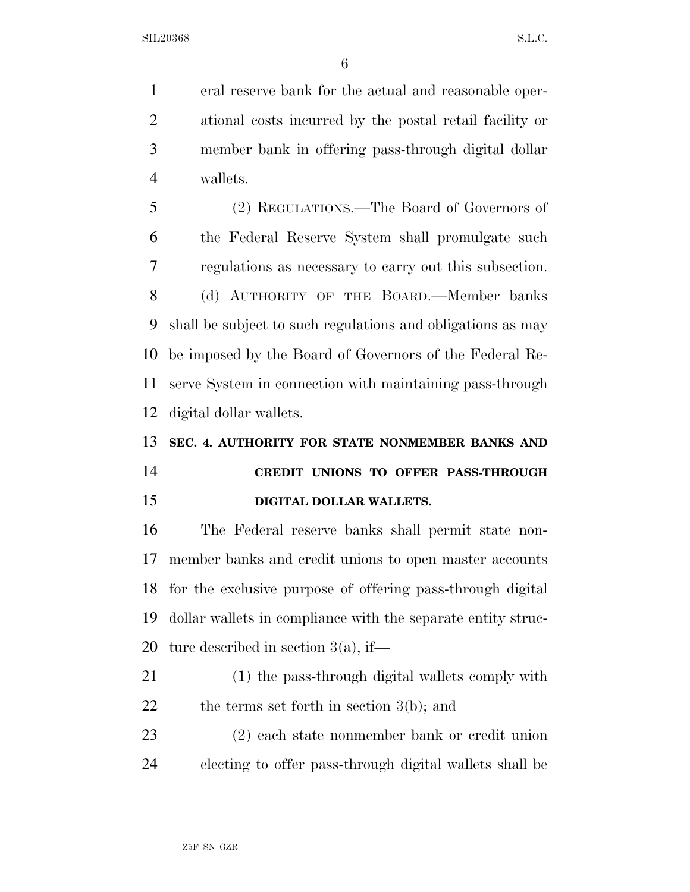eral reserve bank for the actual and reasonable operational costs incurred by the postal retail facility or member bank in offering pass-through digital dollar wallets.

(2) REGULATIONS.—The Board of Governors of the Federal Reserve System shall promulgate such regulations as necessary to carry out this subsection.

(d) AUTHORITY OF THE BOARD.—Member banks shall be subject to such regulations and obligations as may be imposed by the Board of Governors of the Federal Reserve System in connection with maintaining pass-through digital dollar wallets.

**SEC. 4. AUTHORITY FOR STATE NONMEMBER BANKS AND CREDIT UNIONS TO OFFER PASS-THROUGH DIGITAL DOLLAR WALLETS.**

The Federal reserve banks shall permit state nonmember banks and credit unions to open master accounts for the exclusive purpose of offering pass-through digital dollar wallets in compliance with the separate entity structure described in section 3(a), if—

(1) the pass-through digital wallets comply with the terms set forth in section 3(b); and

(2) each state nonmember bank or credit union electing to offer pass-through digital wallets shall be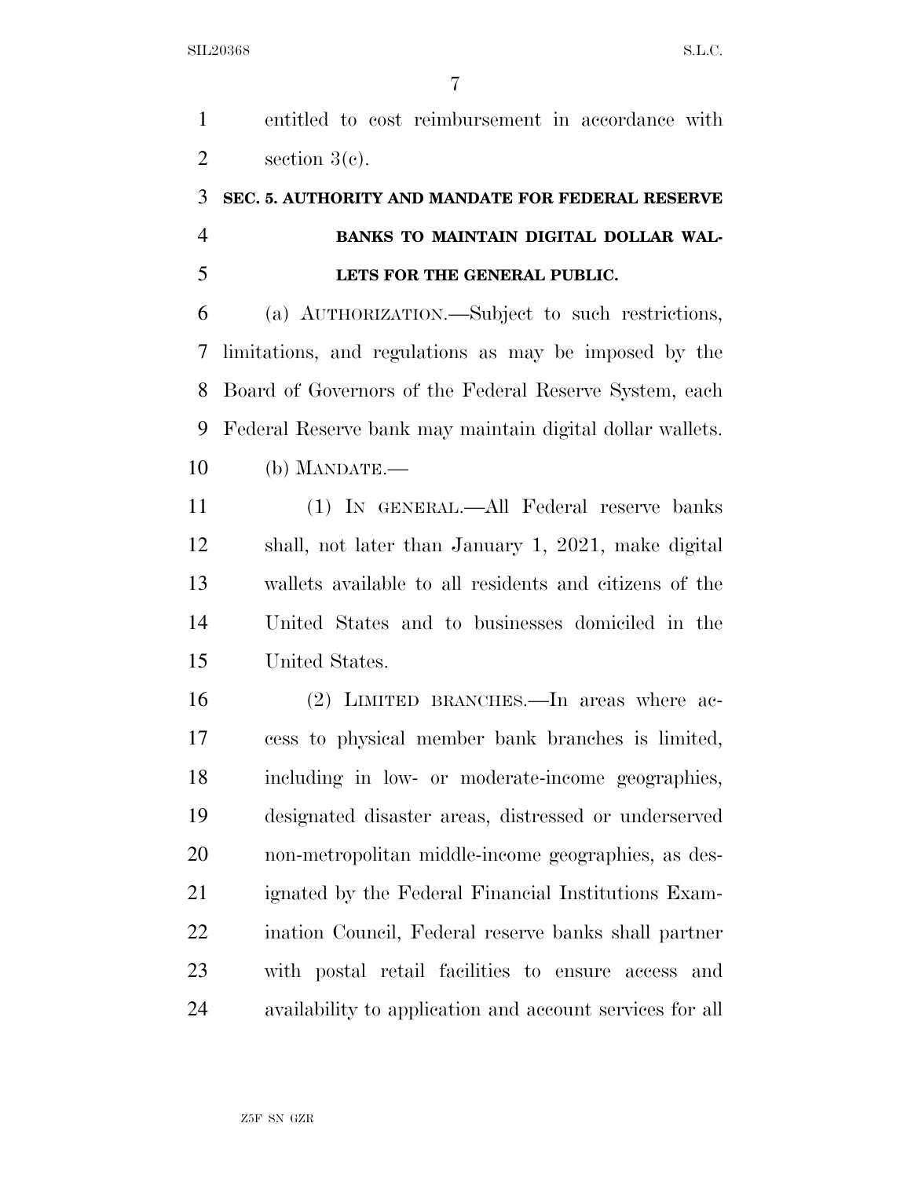entitled to cost reimbursement in accordance with section 3(c).

### SEC. 5. AUTHORITY AND MANDATE FOR FEDERAL RESERVE BANKS TO MAINTAIN DIGITAL DOLLAR WALLETS FOR THE GENERAL PUBLIC.

(a) AUTHORIZATION.—Subject to such restrictions, limitations, and regulations as may be imposed by the Board of Governors of the Federal Reserve System, each Federal Reserve bank may maintain digital dollar wallets.

(b) MANDATE.—

(1) IN GENERAL.—All Federal reserve banks shall, not later than January 1, 2021, make digital wallets available to all residents and citizens of the United States and to businesses domiciled in the United States.

(2) LIMITED BRANCHES.—In areas where access to physical member bank branches is limited, including in low- or moderate-income geographies, designated disaster areas, distressed or underserved non-metropolitan middle-income geographies, as designated by the Federal Financial Institutions Examination Council, Federal reserve banks shall partner with postal retail facilities to ensure access and availability to application and account services for all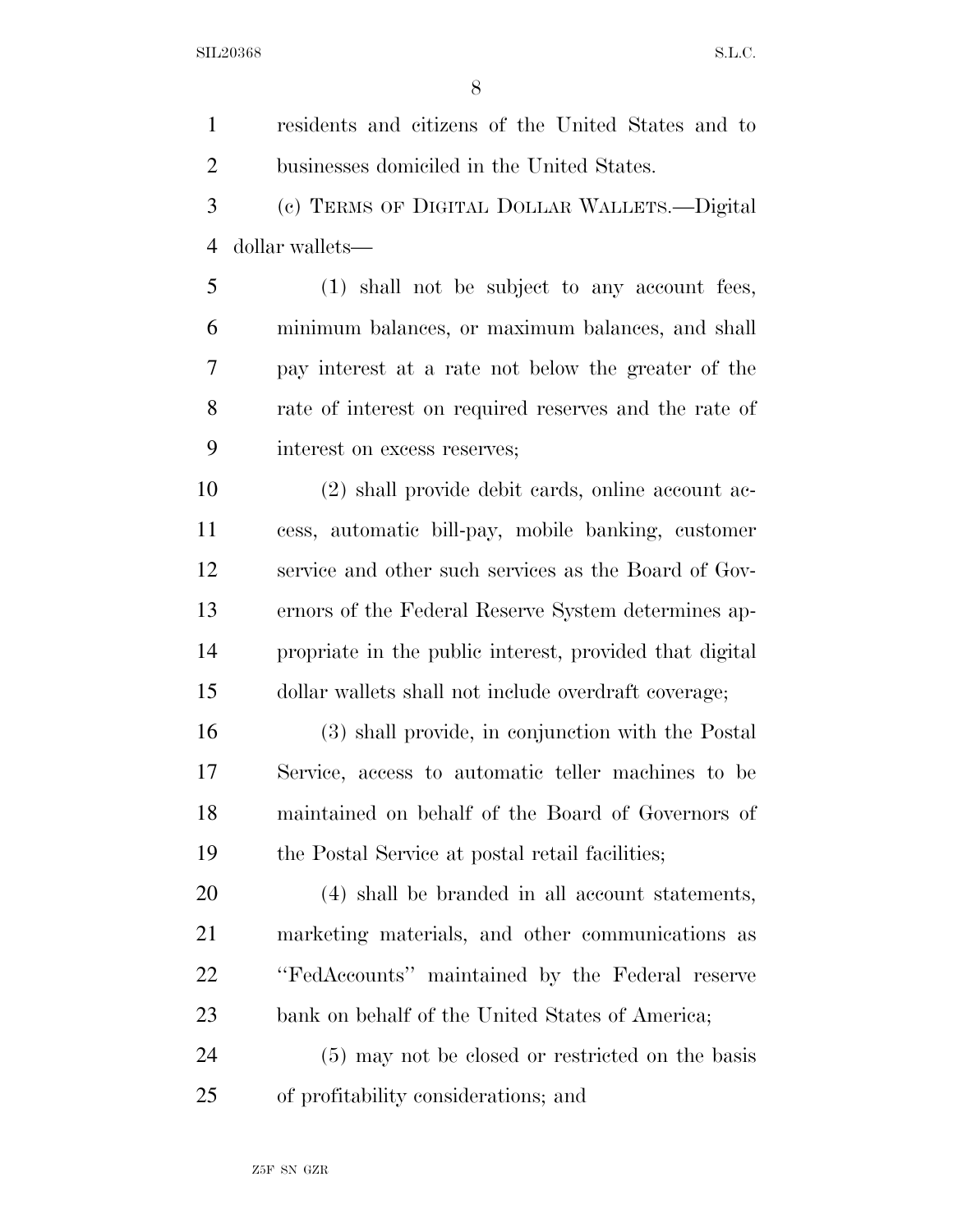residents and citizens of the United States and to businesses domiciled in the United States.

(c) TERMS OF DIGITAL DOLLAR WALLETS.—Digital dollar wallets—

(1) shall not be subject to any account fees, minimum balances, or maximum balances, and shall pay interest at a rate not below the greater of the rate of interest on required reserves and the rate of interest on excess reserves;

(2) shall provide debit cards, online account access, automatic bill-pay, mobile banking, customer service and other such services as the Board of Governors of the Federal Reserve System determines appropriate in the public interest, provided that digital dollar wallets shall not include overdraft coverage;

(3) shall provide, in conjunction with the Postal Service, access to automatic teller machines to be maintained on behalf of the Board of Governors of the Postal Service at postal retail facilities;

(4) shall be branded in all account statements, marketing materials, and other communications as ''FedAccounts'' maintained by the Federal reserve bank on behalf of the United States of America;

(5) may not be closed or restricted on the basis of profitability considerations; and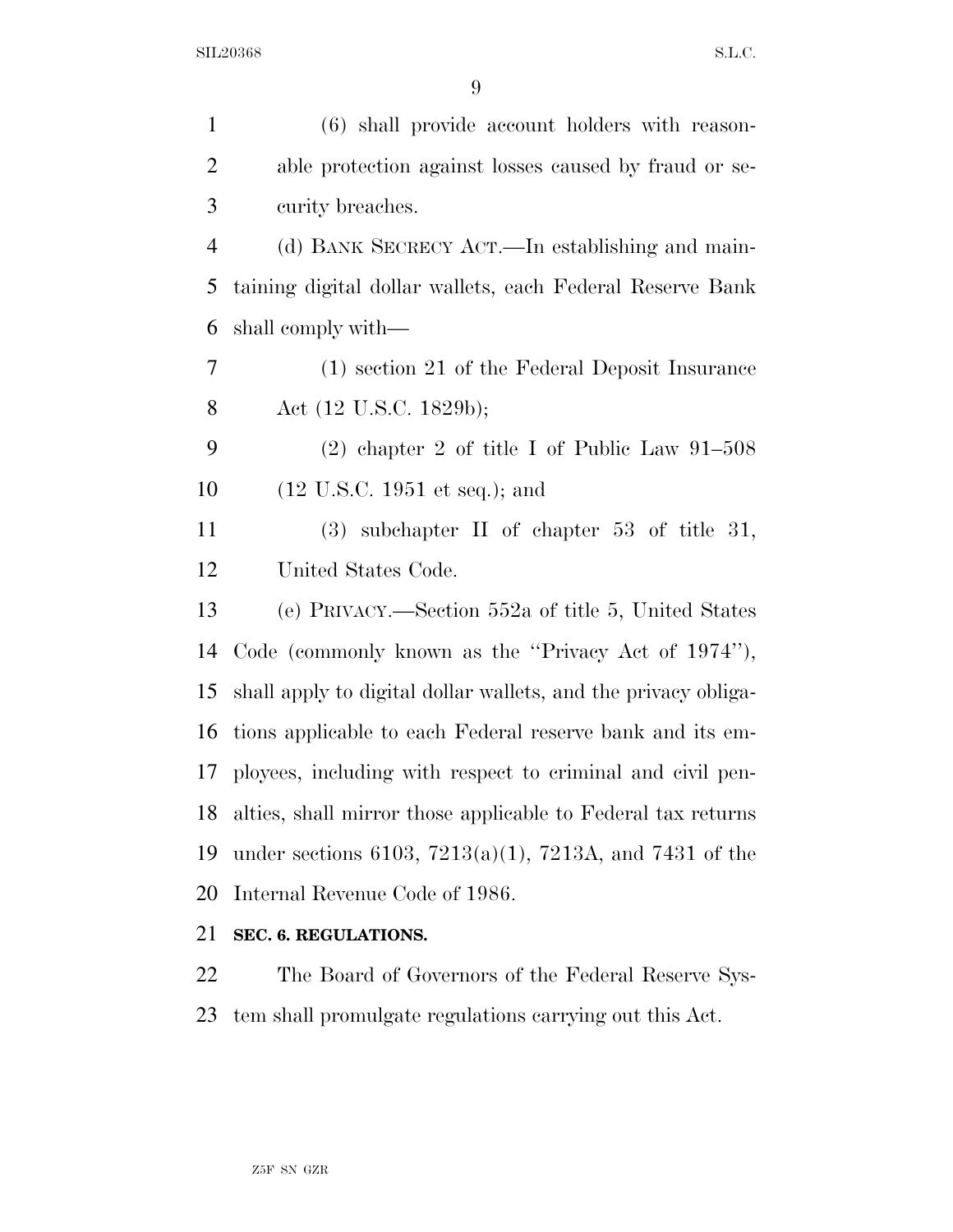(6) shall provide account holders with reasonable protection against losses caused by fraud or security breaches.

(d) BANK SECRECY ACT.—In establishing and maintaining digital dollar wallets, each Federal Reserve Bank shall comply with—

(1) section 21 of the Federal Deposit Insurance Act (12 U.S.C. 1829b);

(2) chapter 2 of title I of Public Law 91–508 (12 U.S.C. 1951 et seq.); and

(3) subchapter II of chapter 53 of title 31, United States Code.

(e) PRIVACY.—Section 552a of title 5, United States Code (commonly known as the ''Privacy Act of 1974''), shall apply to digital dollar wallets, and the privacy obligations applicable to each Federal reserve bank and its employees, including with respect to criminal and civil penalties, shall mirror those applicable to Federal tax returns under sections 6103, 7213(a)(1), 7213A, and 7431 of the Internal Revenue Code of 1986.

**SEC. 6. REGULATIONS.**

The Board of Governors of the Federal Reserve System shall promulgate regulations carrying out this Act.